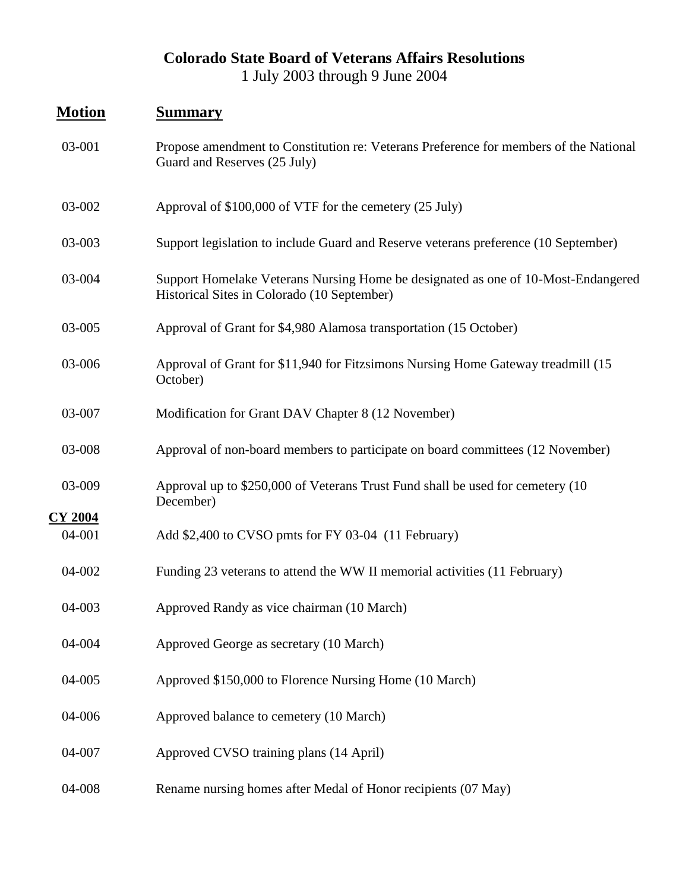# Colorado State Board of Veterans Affairs Resolutions

1 July 2003 through 9 June 2004

| **Motion** | **Summary** |
|---|---|
| 03-001 | Propose amendment to Constitution re: Veterans Preference for members of the National Guard and Reserves (25 July) |
| 03-002 | Approval of $100,000 of VTF for the cemetery (25 July) |
| 03-003 | Support legislation to include Guard and Reserve veterans preference (10 September) |
| 03-004 | Support Homelake Veterans Nursing Home be designated as one of 10-Most-Endangered Historical Sites in Colorado (10 September) |
| 03-005 | Approval of Grant for $4,980 Alamosa transportation (15 October) |
| 03-006 | Approval of Grant for $11,940 for Fitzsimons Nursing Home Gateway treadmill (15 October) |
| 03-007 | Modification for Grant DAV Chapter 8 (12 November) |
| 03-008 | Approval of non-board members to participate on board committees (12 November) |
| 03-009 | Approval up to $250,000 of Veterans Trust Fund shall be used for cemetery (10 December) |
| **CY 2004** | |
| 04-001 | Add $2,400 to CVSO pmts for FY 03-04 (11 February) |
| 04-002 | Funding 23 veterans to attend the WW II memorial activities (11 February) |
| 04-003 | Approved Randy as vice chairman (10 March) |
| 04-004 | Approved George as secretary (10 March) |
| 04-005 | Approved $150,000 to Florence Nursing Home (10 March) |
| 04-006 | Approved balance to cemetery (10 March) |
| 04-007 | Approved CVSO training plans (14 April) |
| 04-008 | Rename nursing homes after Medal of Honor recipients (07 May) |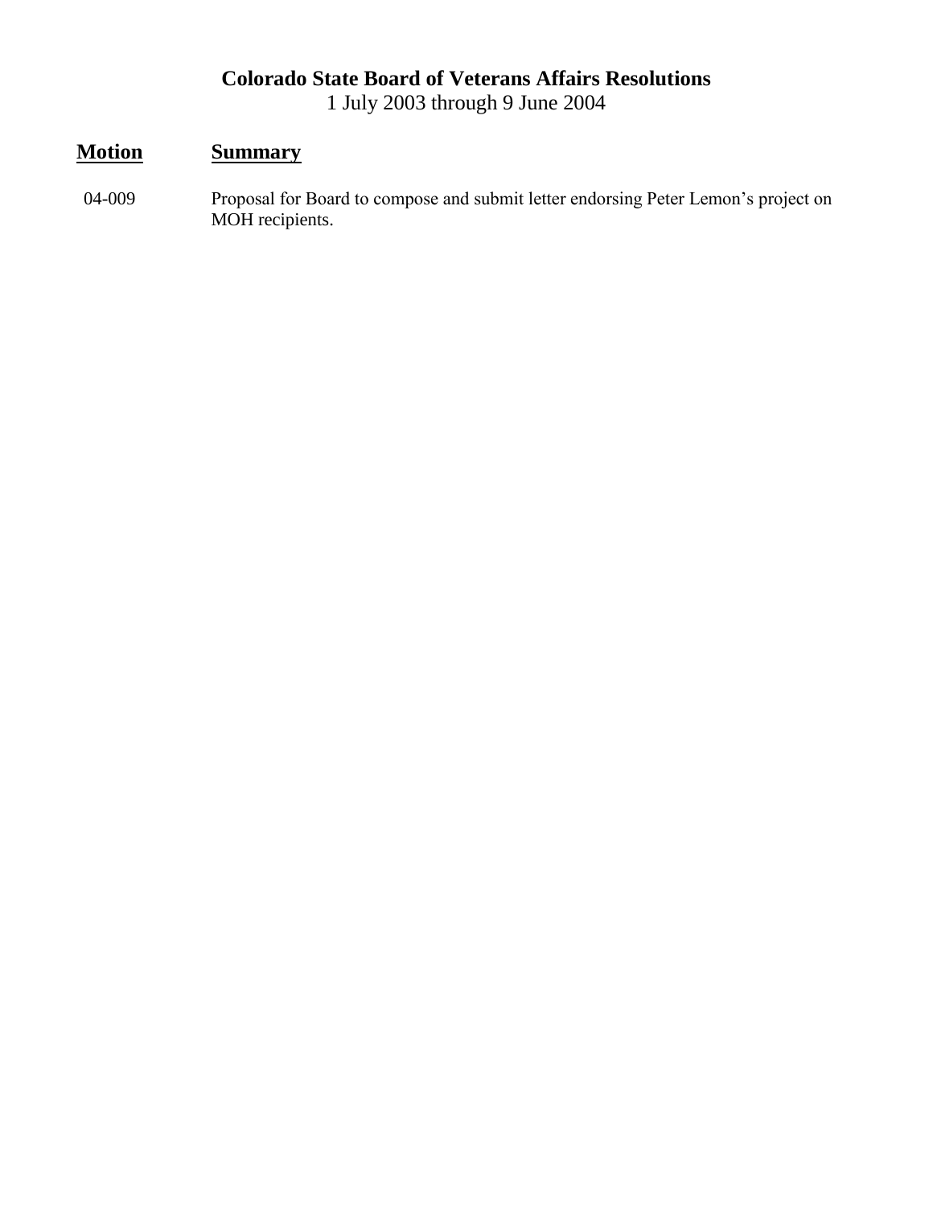**Colorado State Board of Veterans Affairs Resolutions**
1 July 2003 through 9 June 2004

| **Motion** | **Summary** |
|---|---|
| 04-009 | Proposal for Board to compose and submit letter endorsing Peter Lemon's project on MOH recipients. |